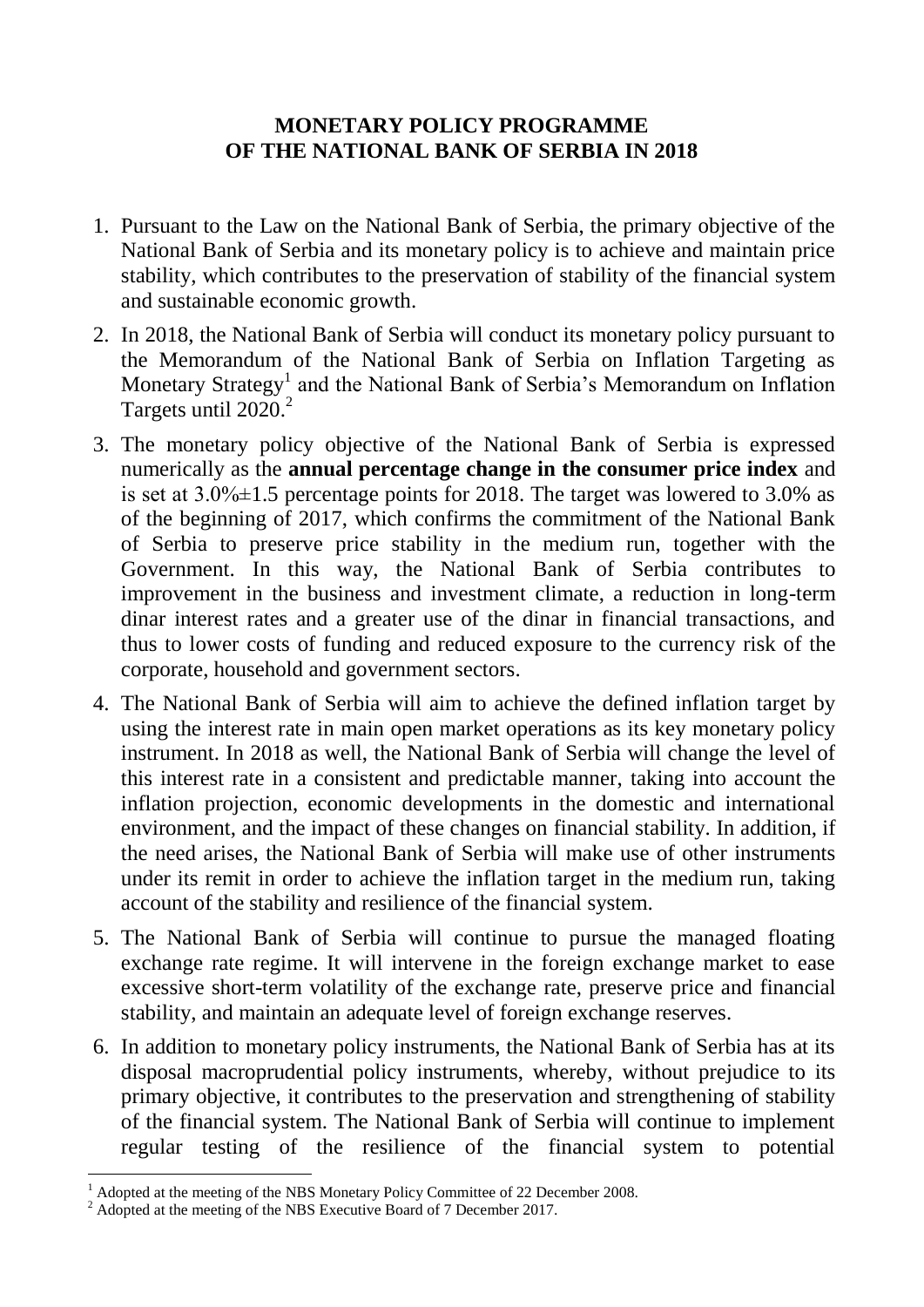# MONETARY POLICY PROGRAMME OF THE NATIONAL BANK OF SERBIA IN 2018

1. Pursuant to the Law on the National Bank of Serbia, the primary objective of the National Bank of Serbia and its monetary policy is to achieve and maintain price stability, which contributes to the preservation of stability of the financial system and sustainable economic growth.

2. In 2018, the National Bank of Serbia will conduct its monetary policy pursuant to the Memorandum of the National Bank of Serbia on Inflation Targeting as Monetary Strategy[1] and the National Bank of Serbia's Memorandum on Inflation Targets until 2020.[2]

3. The monetary policy objective of the National Bank of Serbia is expressed numerically as the **annual percentage change in the consumer price index** and is set at 3.0%±1.5 percentage points for 2018. The target was lowered to 3.0% as of the beginning of 2017, which confirms the commitment of the National Bank of Serbia to preserve price stability in the medium run, together with the Government. In this way, the National Bank of Serbia contributes to improvement in the business and investment climate, a reduction in long-term dinar interest rates and a greater use of the dinar in financial transactions, and thus to lower costs of funding and reduced exposure to the currency risk of the corporate, household and government sectors.

4. The National Bank of Serbia will aim to achieve the defined inflation target by using the interest rate in main open market operations as its key monetary policy instrument. In 2018 as well, the National Bank of Serbia will change the level of this interest rate in a consistent and predictable manner, taking into account the inflation projection, economic developments in the domestic and international environment, and the impact of these changes on financial stability. In addition, if the need arises, the National Bank of Serbia will make use of other instruments under its remit in order to achieve the inflation target in the medium run, taking account of the stability and resilience of the financial system.

5. The National Bank of Serbia will continue to pursue the managed floating exchange rate regime. It will intervene in the foreign exchange market to ease excessive short-term volatility of the exchange rate, preserve price and financial stability, and maintain an adequate level of foreign exchange reserves.

6. In addition to monetary policy instruments, the National Bank of Serbia has at its disposal macroprudential policy instruments, whereby, without prejudice to its primary objective, it contributes to the preservation and strengthening of stability of the financial system. The National Bank of Serbia will continue to implement regular testing of the resilience of the financial system to potential

[1] Adopted at the meeting of the NBS Monetary Policy Committee of 22 December 2008.

[2] Adopted at the meeting of the NBS Executive Board of 7 December 2017.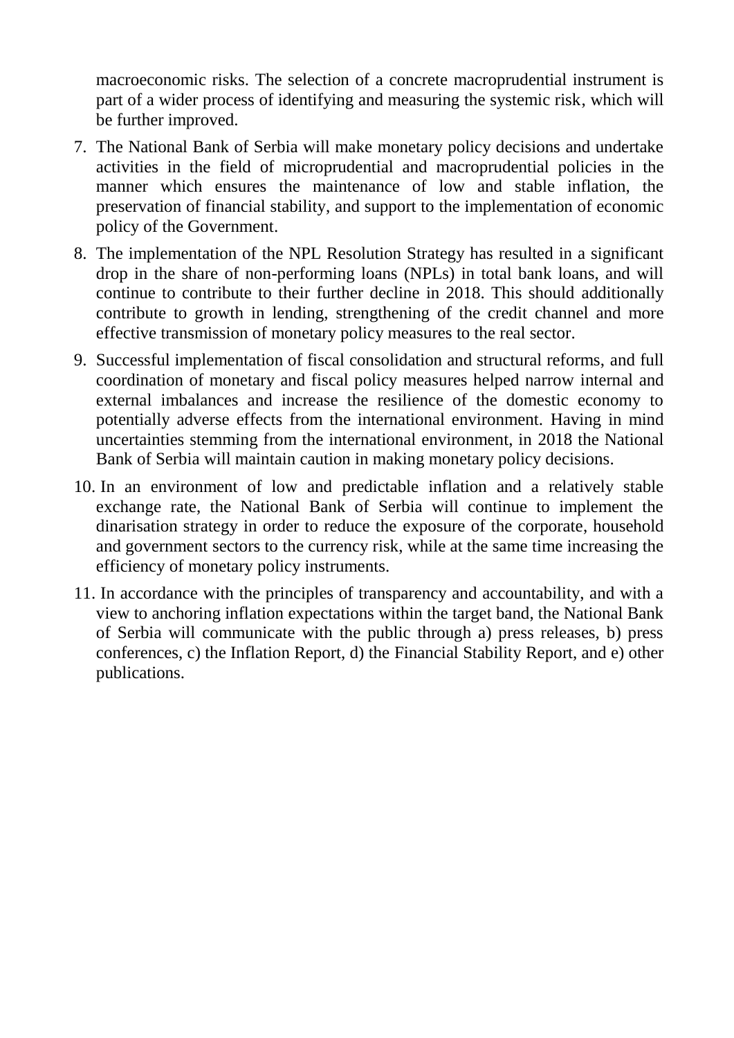macroeconomic risks. The selection of a concrete macroprudential instrument is part of a wider process of identifying and measuring the systemic risk, which will be further improved.

7. The National Bank of Serbia will make monetary policy decisions and undertake activities in the field of microprudential and macroprudential policies in the manner which ensures the maintenance of low and stable inflation, the preservation of financial stability, and support to the implementation of economic policy of the Government.

8. The implementation of the NPL Resolution Strategy has resulted in a significant drop in the share of non-performing loans (NPLs) in total bank loans, and will continue to contribute to their further decline in 2018. This should additionally contribute to growth in lending, strengthening of the credit channel and more effective transmission of monetary policy measures to the real sector.

9. Successful implementation of fiscal consolidation and structural reforms, and full coordination of monetary and fiscal policy measures helped narrow internal and external imbalances and increase the resilience of the domestic economy to potentially adverse effects from the international environment. Having in mind uncertainties stemming from the international environment, in 2018 the National Bank of Serbia will maintain caution in making monetary policy decisions.

10. In an environment of low and predictable inflation and a relatively stable exchange rate, the National Bank of Serbia will continue to implement the dinarisation strategy in order to reduce the exposure of the corporate, household and government sectors to the currency risk, while at the same time increasing the efficiency of monetary policy instruments.

11. In accordance with the principles of transparency and accountability, and with a view to anchoring inflation expectations within the target band, the National Bank of Serbia will communicate with the public through a) press releases, b) press conferences, c) the Inflation Report, d) the Financial Stability Report, and e) other publications.